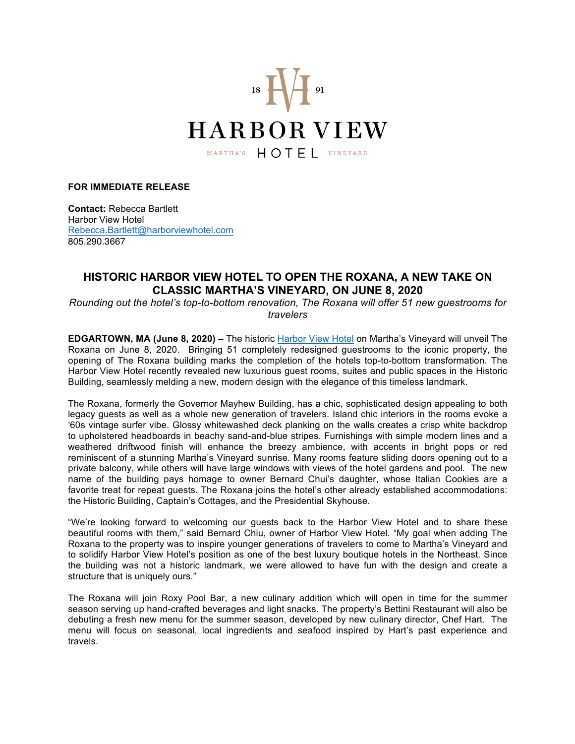18 HV 91

HARBOR VIEW

MARTHA'S HOTEL VINEYARD

**FOR IMMEDIATE RELEASE**

**Contact:** Rebecca Bartlett
Harbor View Hotel
Rebecca.Bartlett@harborviewhotel.com
805.290.3667

## HISTORIC HARBOR VIEW HOTEL TO OPEN THE ROXANA, A NEW TAKE ON CLASSIC MARTHA'S VINEYARD, ON JUNE 8, 2020

*Rounding out the hotel's top-to-bottom renovation, The Roxana will offer 51 new guestrooms for travelers*

**EDGARTOWN, MA (June 8, 2020) –** The historic Harbor View Hotel on Martha's Vineyard will unveil The Roxana on June 8, 2020. Bringing 51 completely redesigned guestrooms to the iconic property, the opening of The Roxana building marks the completion of the hotels top-to-bottom transformation. The Harbor View Hotel recently revealed new luxurious guest rooms, suites and public spaces in the Historic Building, seamlessly melding a new, modern design with the elegance of this timeless landmark.

The Roxana, formerly the Governor Mayhew Building, has a chic, sophisticated design appealing to both legacy guests as well as a whole new generation of travelers. Island chic interiors in the rooms evoke a '60s vintage surfer vibe. Glossy whitewashed deck planking on the walls creates a crisp white backdrop to upholstered headboards in beachy sand-and-blue stripes. Furnishings with simple modern lines and a weathered driftwood finish will enhance the breezy ambience, with accents in bright pops or red reminiscent of a stunning Martha's Vineyard sunrise. Many rooms feature sliding doors opening out to a private balcony, while others will have large windows with views of the hotel gardens and pool. The new name of the building pays homage to owner Bernard Chui's daughter, whose Italian Cookies are a favorite treat for repeat guests. The Roxana joins the hotel's other already established accommodations: the Historic Building, Captain's Cottages, and the Presidential Skyhouse.

"We're looking forward to welcoming our guests back to the Harbor View Hotel and to share these beautiful rooms with them," said Bernard Chiu, owner of Harbor View Hotel. "My goal when adding The Roxana to the property was to inspire younger generations of travelers to come to Martha's Vineyard and to solidify Harbor View Hotel's position as one of the best luxury boutique hotels in the Northeast. Since the building was not a historic landmark, we were allowed to have fun with the design and create a structure that is uniquely ours."

The Roxana will join Roxy Pool Bar, a new culinary addition which will open in time for the summer season serving up hand-crafted beverages and light snacks. The property's Bettini Restaurant will also be debuting a fresh new menu for the summer season, developed by new culinary director, Chef Hart. The menu will focus on seasonal, local ingredients and seafood inspired by Hart's past experience and travels.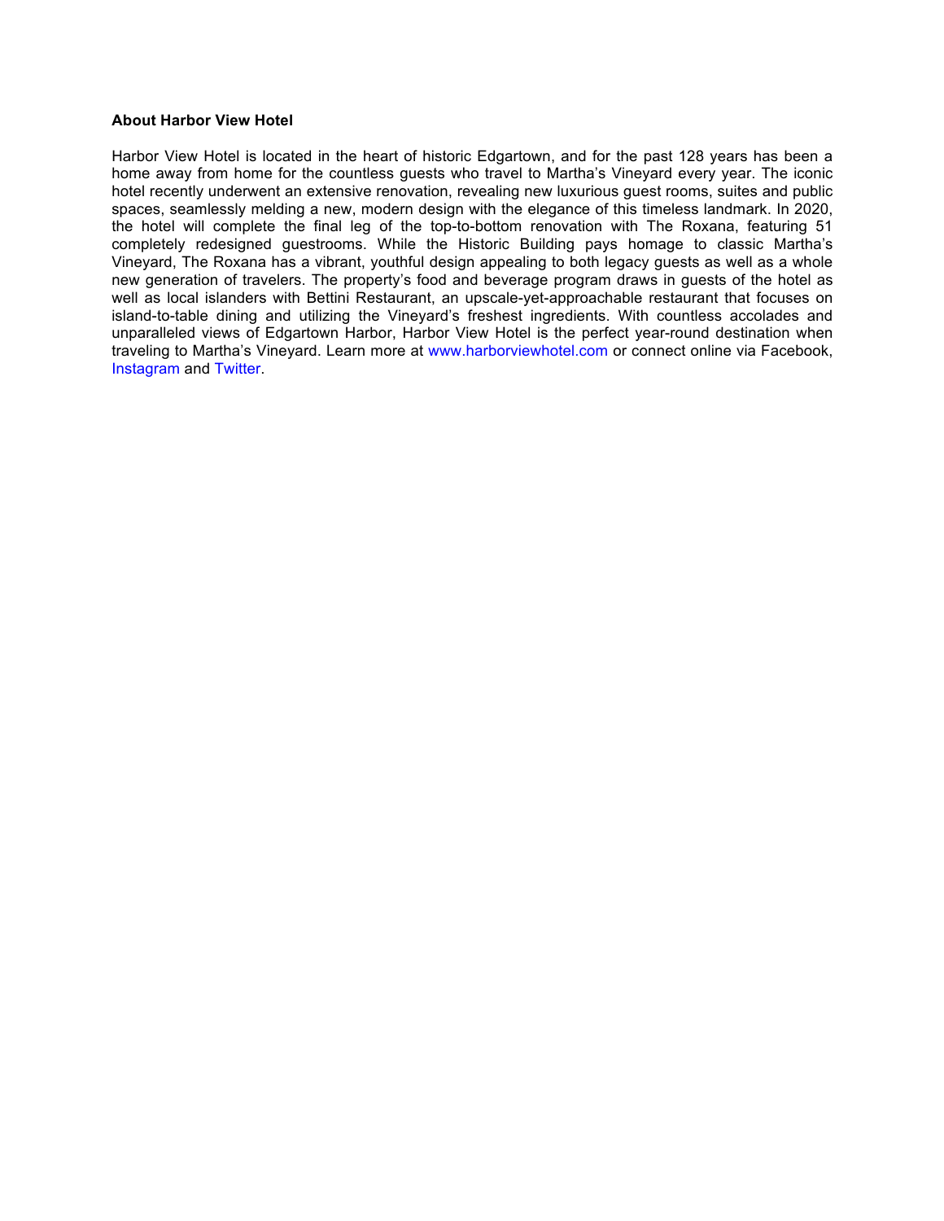**About Harbor View Hotel**

Harbor View Hotel is located in the heart of historic Edgartown, and for the past 128 years has been a home away from home for the countless guests who travel to Martha's Vineyard every year. The iconic hotel recently underwent an extensive renovation, revealing new luxurious guest rooms, suites and public spaces, seamlessly melding a new, modern design with the elegance of this timeless landmark. In 2020, the hotel will complete the final leg of the top-to-bottom renovation with The Roxana, featuring 51 completely redesigned guestrooms. While the Historic Building pays homage to classic Martha's Vineyard, The Roxana has a vibrant, youthful design appealing to both legacy guests as well as a whole new generation of travelers. The property's food and beverage program draws in guests of the hotel as well as local islanders with Bettini Restaurant, an upscale-yet-approachable restaurant that focuses on island-to-table dining and utilizing the Vineyard's freshest ingredients. With countless accolades and unparalleled views of Edgartown Harbor, Harbor View Hotel is the perfect year-round destination when traveling to Martha's Vineyard. Learn more at www.harborviewhotel.com or connect online via Facebook, Instagram and Twitter.